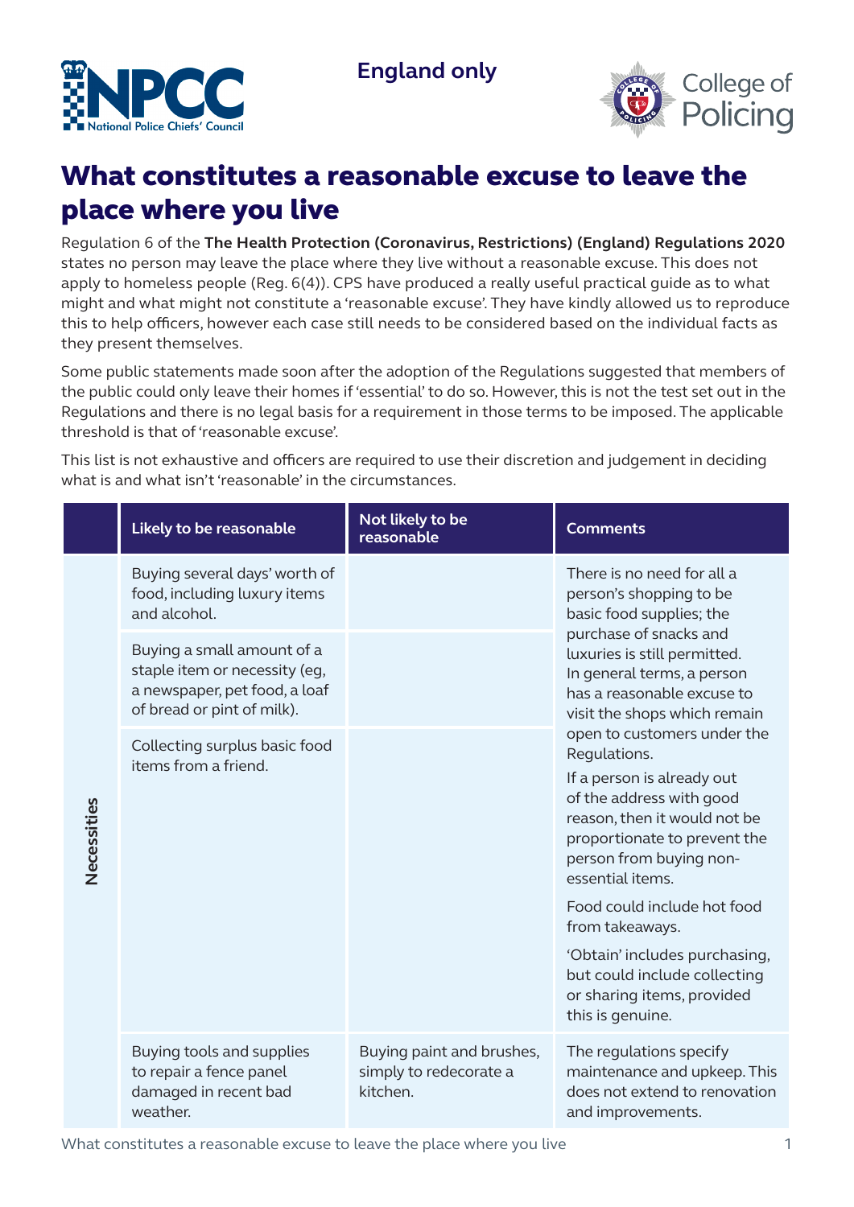England only

# What constitutes a reasonable excuse to leave the place where you live

Regulation 6 of the **The Health Protection (Coronavirus, Restrictions) (England) Regulations 2020** states no person may leave the place where they live without a reasonable excuse. This does not apply to homeless people (Reg. 6(4)). CPS have produced a really useful practical guide as to what might and what might not constitute a 'reasonable excuse'. They have kindly allowed us to reproduce this to help officers, however each case still needs to be considered based on the individual facts as they present themselves.

Some public statements made soon after the adoption of the Regulations suggested that members of the public could only leave their homes if 'essential' to do so. However, this is not the test set out in the Regulations and there is no legal basis for a requirement in those terms to be imposed. The applicable threshold is that of 'reasonable excuse'.

This list is not exhaustive and officers are required to use their discretion and judgement in deciding what is and what isn't 'reasonable' in the circumstances.

| | Likely to be reasonable | Not likely to be reasonable | Comments |
|---|---|---|---|
| **Necessities** | Buying several days' worth of food, including luxury items and alcohol. | | There is no need for all a person's shopping to be basic food supplies; the purchase of snacks and luxuries is still permitted. In general terms, a person has a reasonable excuse to visit the shops which remain open to customers under the Regulations. If a person is already out of the address with good reason, then it would not be proportionate to prevent the person from buying non-essential items. Food could include hot food from takeaways. 'Obtain' includes purchasing, but could include collecting or sharing items, provided this is genuine. |
| | Buying a small amount of a staple item or necessity (eg, a newspaper, pet food, a loaf of bread or pint of milk). | | |
| | Collecting surplus basic food items from a friend. | | |
| | Buying tools and supplies to repair a fence panel damaged in recent bad weather. | Buying paint and brushes, simply to redecorate a kitchen. | The regulations specify maintenance and upkeep. This does not extend to renovation and improvements. |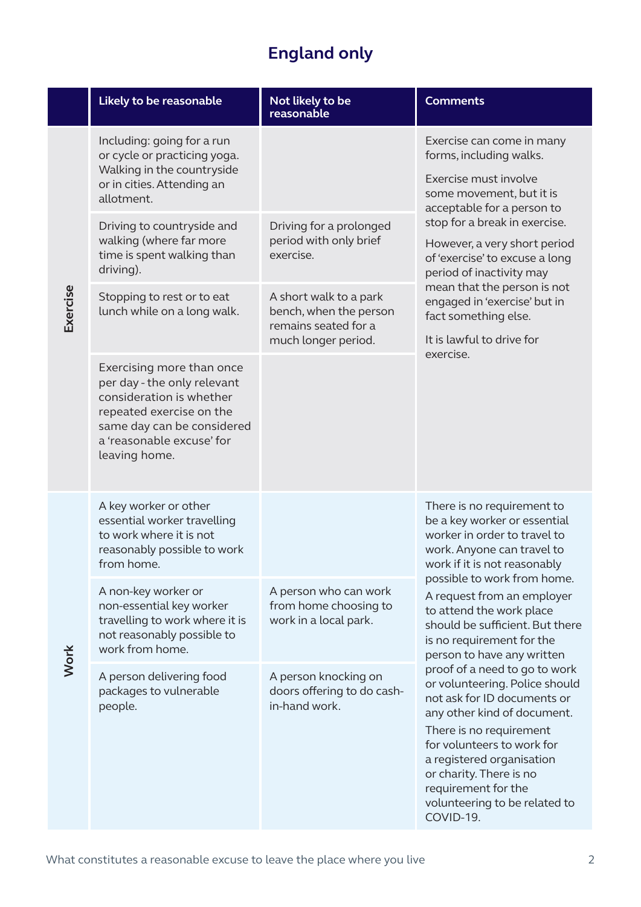## England only

| | Likely to be reasonable | Not likely to be reasonable | Comments |
|---|---|---|---|
| **Exercise** | Including: going for a run or cycle or practicing yoga. Walking in the countryside or in cities. Attending an allotment. | | Exercise can come in many forms, including walks.<br><br>Exercise must involve some movement, but it is acceptable for a person to stop for a break in exercise.<br><br>However, a very short period of 'exercise' to excuse a long period of inactivity may mean that the person is not engaged in 'exercise' but in fact something else.<br><br>It is lawful to drive for exercise. |
| | Driving to countryside and walking (where far more time is spent walking than driving). | Driving for a prolonged period with only brief exercise. | |
| | Stopping to rest or to eat lunch while on a long walk. | A short walk to a park bench, when the person remains seated for a much longer period. | |
| | Exercising more than once per day - the only relevant consideration is whether repeated exercise on the same day can be considered a 'reasonable excuse' for leaving home. | | |
| **Work** | A key worker or other essential worker travelling to work where it is not reasonably possible to work from home. | | There is no requirement to be a key worker or essential worker in order to travel to work. Anyone can travel to work if it is not reasonably possible to work from home.<br><br>A request from an employer to attend the work place should be sufficient. But there is no requirement for the person to have any written proof of a need to go to work or volunteering. Police should not ask for ID documents or any other kind of document.<br><br>There is no requirement for volunteers to work for a registered organisation or charity. There is no requirement for the volunteering to be related to COVID-19. |
| | A non-key worker or non-essential key worker travelling to work where it is not reasonably possible to work from home. | A person who can work from home choosing to work in a local park. | |
| | A person delivering food packages to vulnerable people. | A person knocking on doors offering to do cash-in-hand work. | |

What constitutes a reasonable excuse to leave the place where you live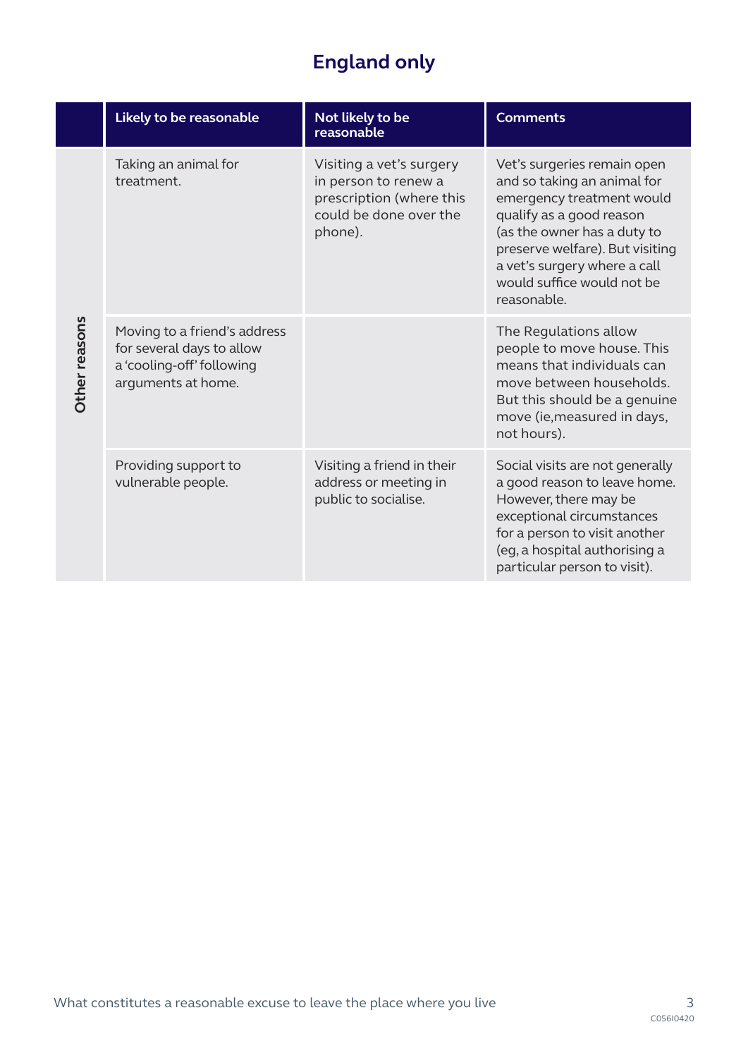## England only

| | Likely to be reasonable | Not likely to be reasonable | Comments |
|---|---|---|---|
| Other reasons | Taking an animal for treatment. | Visiting a vet's surgery in person to renew a prescription (where this could be done over the phone). | Vet's surgeries remain open and so taking an animal for emergency treatment would qualify as a good reason (as the owner has a duty to preserve welfare). But visiting a vet's surgery where a call would suffice would not be reasonable. |
| | Moving to a friend's address for several days to allow a 'cooling-off' following arguments at home. | | The Regulations allow people to move house. This means that individuals can move between households. But this should be a genuine move (ie,measured in days, not hours). |
| | Providing support to vulnerable people. | Visiting a friend in their address or meeting in public to socialise. | Social visits are not generally a good reason to leave home. However, there may be exceptional circumstances for a person to visit another (eg, a hospital authorising a particular person to visit). |